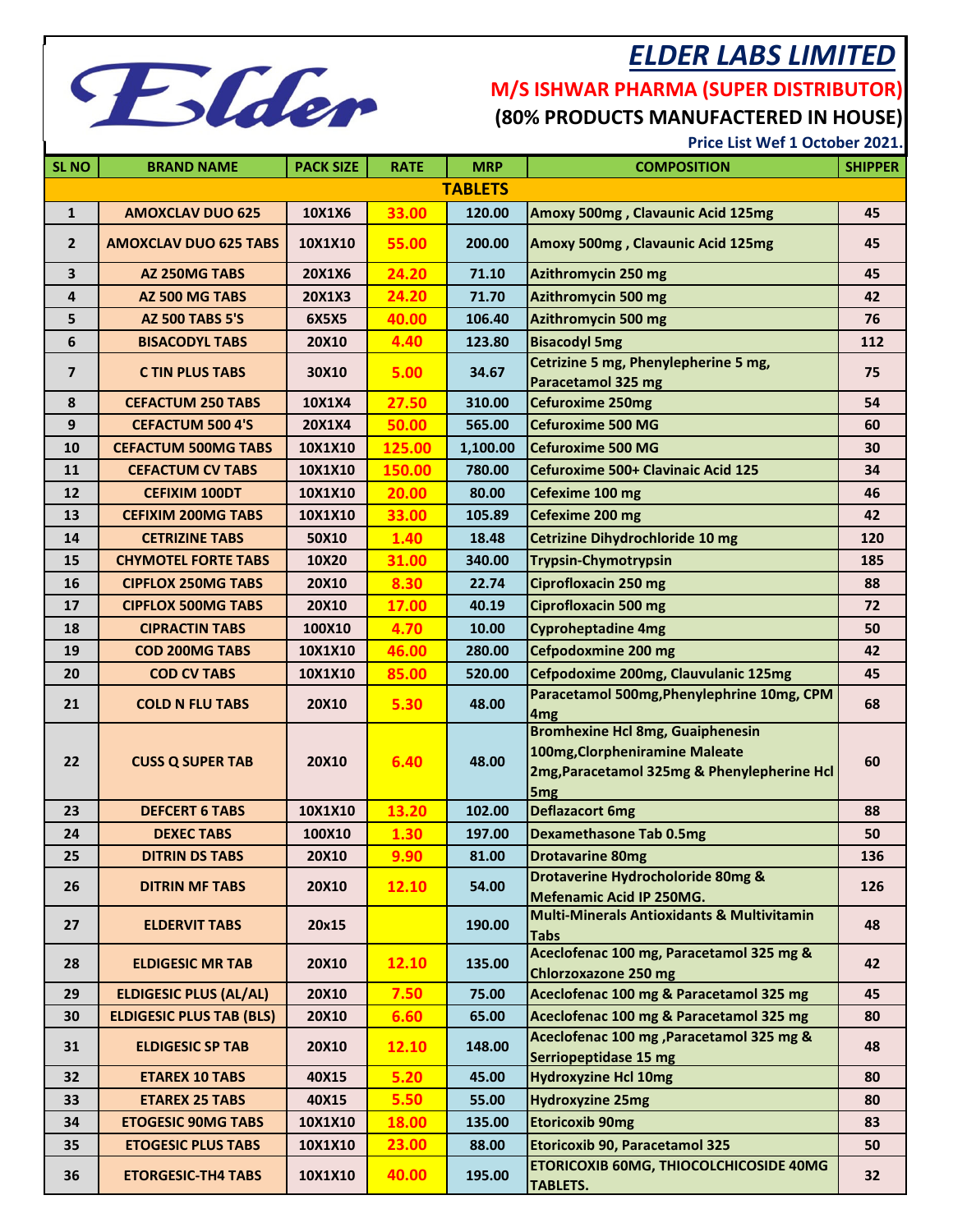# ELDER LABS LIMITED

## M/S ISHWAR PHARMA (SUPER DISTRIBUTOR)

## (80% PRODUCTS MANUFACTERED IN HOUSE)

**Price List Wef 1 October 2021.**

| SL NO | BRAND NAME | PACK SIZE | RATE | MRP | COMPOSITION | SHIPPER |
|---|---|---|---|---|---|---|
| | | | **TABLETS** | | | |
| 1 | AMOXCLAV DUO 625 | 10X1X6 | 33.00 | 120.00 | Amoxy 500mg , Clavaunic Acid 125mg | 45 |
| 2 | AMOXCLAV DUO 625 TABS | 10X1X10 | 55.00 | 200.00 | Amoxy 500mg , Clavaunic Acid 125mg | 45 |
| 3 | AZ 250MG TABS | 20X1X6 | 24.20 | 71.10 | Azithromycin 250 mg | 45 |
| 4 | AZ 500 MG TABS | 20X1X3 | 24.20 | 71.70 | Azithromycin 500 mg | 42 |
| 5 | AZ 500 TABS 5'S | 6X5X5 | 40.00 | 106.40 | Azithromycin 500 mg | 76 |
| 6 | BISACODYL TABS | 20X10 | 4.40 | 123.80 | Bisacodyl 5mg | 112 |
| 7 | C TIN PLUS TABS | 30X10 | 5.00 | 34.67 | Cetrizine 5 mg, Phenylepherine 5 mg, Paracetamol 325 mg | 75 |
| 8 | CEFACTUM 250 TABS | 10X1X4 | 27.50 | 310.00 | Cefuroxime 250mg | 54 |
| 9 | CEFACTUM 500 4'S | 20X1X4 | 50.00 | 565.00 | Cefuroxime 500 MG | 60 |
| 10 | CEFACTUM 500MG TABS | 10X1X10 | 125.00 | 1,100.00 | Cefuroxime 500 MG | 30 |
| 11 | CEFACTUM CV TABS | 10X1X10 | 150.00 | 780.00 | Cefuroxime 500+ Clavinaic Acid 125 | 34 |
| 12 | CEFIXIM 100DT | 10X1X10 | 20.00 | 80.00 | Cefexime 100 mg | 46 |
| 13 | CEFIXIM 200MG TABS | 10X1X10 | 33.00 | 105.89 | Cefexime 200 mg | 42 |
| 14 | CETRIZINE TABS | 50X10 | 1.40 | 18.48 | Cetrizine Dihydrochloride 10 mg | 120 |
| 15 | CHYMOTEL FORTE TABS | 10X20 | 31.00 | 340.00 | Trypsin-Chymotrypsin | 185 |
| 16 | CIPFLOX 250MG TABS | 20X10 | 8.30 | 22.74 | Ciprofloxacin 250 mg | 88 |
| 17 | CIPFLOX 500MG TABS | 20X10 | 17.00 | 40.19 | Ciprofloxacin 500 mg | 72 |
| 18 | CIPRACTIN TABS | 100X10 | 4.70 | 10.00 | Cyproheptadine 4mg | 50 |
| 19 | COD 200MG TABS | 10X1X10 | 46.00 | 280.00 | Cefpodoxmine 200 mg | 42 |
| 20 | COD CV TABS | 10X1X10 | 85.00 | 520.00 | Cefpodoxime 200mg, Clauvulanic 125mg | 45 |
| 21 | COLD N FLU TABS | 20X10 | 5.30 | 48.00 | Paracetamol 500mg,Phenylephrine 10mg, CPM 4mg | 68 |
| 22 | CUSS Q SUPER TAB | 20X10 | 6.40 | 48.00 | Bromhexine Hcl 8mg, Guaiphenesin 100mg,Clorpheniramine Maleate 2mg,Paracetamol 325mg & Phenylepherine Hcl 5mg | 60 |
| 23 | DEFCERT 6 TABS | 10X1X10 | 13.20 | 102.00 | Deflazacort 6mg | 88 |
| 24 | DEXEC TABS | 100X10 | 1.30 | 197.00 | Dexamethasone Tab 0.5mg | 50 |
| 25 | DITRIN DS TABS | 20X10 | 9.90 | 81.00 | Drotavarine 80mg | 136 |
| 26 | DITRIN MF TABS | 20X10 | 12.10 | 54.00 | Drotaverine Hydrocholoride 80mg & Mefenamic Acid IP 250MG. | 126 |
| 27 | ELDERVIT TABS | 20x15 | | 190.00 | Multi-Minerals Antioxidants & Multivitamin Tabs | 48 |
| 28 | ELDIGESIC MR TAB | 20X10 | 12.10 | 135.00 | Aceclofenac 100 mg, Paracetamol 325 mg & Chlorzoxazone 250 mg | 42 |
| 29 | ELDIGESIC PLUS (AL/AL) | 20X10 | 7.50 | 75.00 | Aceclofenac 100 mg & Paracetamol 325 mg | 45 |
| 30 | ELDIGESIC PLUS TAB (BLS) | 20X10 | 6.60 | 65.00 | Aceclofenac 100 mg & Paracetamol 325 mg | 80 |
| 31 | ELDIGESIC SP TAB | 20X10 | 12.10 | 148.00 | Aceclofenac 100 mg ,Paracetamol 325 mg & Serriopeptidase 15 mg | 48 |
| 32 | ETAREX 10 TABS | 40X15 | 5.20 | 45.00 | Hydroxyzine Hcl 10mg | 80 |
| 33 | ETAREX 25 TABS | 40X15 | 5.50 | 55.00 | Hydroxyzine 25mg | 80 |
| 34 | ETOGESIC 90MG TABS | 10X1X10 | 18.00 | 135.00 | Etoricoxib 90mg | 83 |
| 35 | ETOGESIC PLUS TABS | 10X1X10 | 23.00 | 88.00 | Etoricoxib 90, Paracetamol 325 | 50 |
| 36 | ETORGESIC-TH4 TABS | 10X1X10 | 40.00 | 195.00 | ETORICOXIB 60MG, THIOCOLCHICOSIDE 40MG TABLETS. | 32 |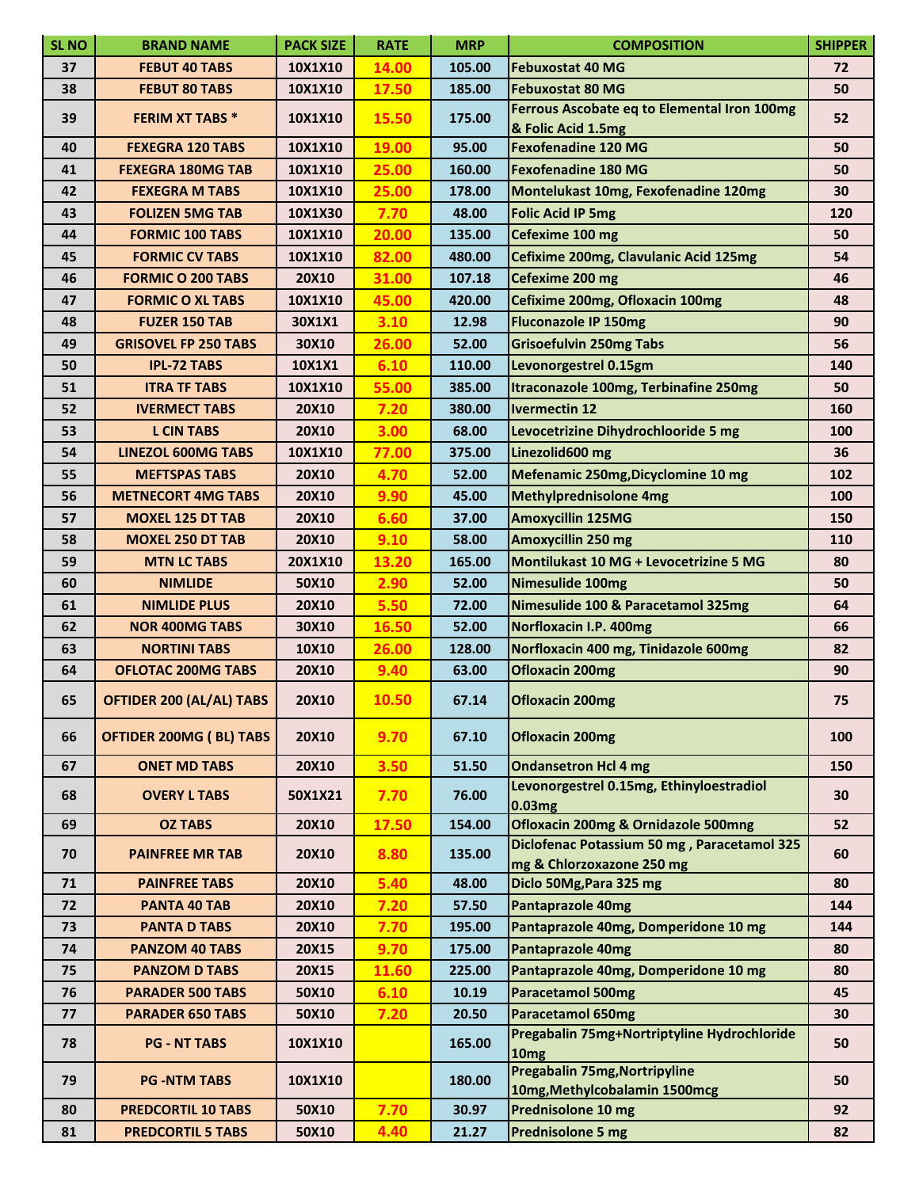| SL NO | BRAND NAME | PACK SIZE | RATE | MRP | COMPOSITION | SHIPPER |
|---|---|---|---|---|---|---|
| 37 | FEBUT 40 TABS | 10X1X10 | 14.00 | 105.00 | Febuxostat 40 MG | 72 |
| 38 | FEBUT 80 TABS | 10X1X10 | 17.50 | 185.00 | Febuxostat 80 MG | 50 |
| 39 | FERIM XT TABS * | 10X1X10 | 15.50 | 175.00 | Ferrous Ascobate eq to Elemental Iron 100mg & Folic Acid 1.5mg | 52 |
| 40 | FEXEGRA 120 TABS | 10X1X10 | 19.00 | 95.00 | Fexofenadine 120 MG | 50 |
| 41 | FEXEGRA 180MG TAB | 10X1X10 | 25.00 | 160.00 | Fexofenadine 180 MG | 50 |
| 42 | FEXEGRA M TABS | 10X1X10 | 25.00 | 178.00 | Montelukast 10mg, Fexofenadine 120mg | 30 |
| 43 | FOLIZEN 5MG TAB | 10X1X30 | 7.70 | 48.00 | Folic Acid IP 5mg | 120 |
| 44 | FORMIC 100 TABS | 10X1X10 | 20.00 | 135.00 | Cefexime 100 mg | 50 |
| 45 | FORMIC CV TABS | 10X1X10 | 82.00 | 480.00 | Cefixime 200mg, Clavulanic Acid 125mg | 54 |
| 46 | FORMIC O 200 TABS | 20X10 | 31.00 | 107.18 | Cefexime 200 mg | 46 |
| 47 | FORMIC O XL TABS | 10X1X10 | 45.00 | 420.00 | Cefixime 200mg, Ofloxacin 100mg | 48 |
| 48 | FUZER 150 TAB | 30X1X1 | 3.10 | 12.98 | Fluconazole IP 150mg | 90 |
| 49 | GRISOVEL FP 250 TABS | 30X10 | 26.00 | 52.00 | Grisoefulvin 250mg Tabs | 56 |
| 50 | IPL-72 TABS | 10X1X1 | 6.10 | 110.00 | Levonorgestrel 0.15gm | 140 |
| 51 | ITRA TF TABS | 10X1X10 | 55.00 | 385.00 | Itraconazole 100mg, Terbinafine 250mg | 50 |
| 52 | IVERMECT TABS | 20X10 | 7.20 | 380.00 | Ivermectin 12 | 160 |
| 53 | L CIN TABS | 20X10 | 3.00 | 68.00 | Levocetrizine Dihydrochlooride 5 mg | 100 |
| 54 | LINEZOL 600MG TABS | 10X1X10 | 77.00 | 375.00 | Linezolid600 mg | 36 |
| 55 | MEFTSPAS TABS | 20X10 | 4.70 | 52.00 | Mefenamic 250mg,Dicyclomine 10 mg | 102 |
| 56 | METNECORT 4MG TABS | 20X10 | 9.90 | 45.00 | Methylprednisolone 4mg | 100 |
| 57 | MOXEL 125 DT TAB | 20X10 | 6.60 | 37.00 | Amoxycillin 125MG | 150 |
| 58 | MOXEL 250 DT TAB | 20X10 | 9.10 | 58.00 | Amoxycillin 250 mg | 110 |
| 59 | MTN LC TABS | 20X1X10 | 13.20 | 165.00 | Montilukast 10 MG + Levocetrizine 5 MG | 80 |
| 60 | NIMLIDE | 50X10 | 2.90 | 52.00 | Nimesulide 100mg | 50 |
| 61 | NIMLIDE PLUS | 20X10 | 5.50 | 72.00 | Nimesulide 100 & Paracetamol 325mg | 64 |
| 62 | NOR 400MG TABS | 30X10 | 16.50 | 52.00 | Norfloxacin I.P. 400mg | 66 |
| 63 | NORTINI TABS | 10X10 | 26.00 | 128.00 | Norfloxacin 400 mg, Tinidazole 600mg | 82 |
| 64 | OFLOTAC 200MG TABS | 20X10 | 9.40 | 63.00 | Ofloxacin 200mg | 90 |
| 65 | OFTIDER 200 (AL/AL) TABS | 20X10 | 10.50 | 67.14 | Ofloxacin 200mg | 75 |
| 66 | OFTIDER 200MG ( BL) TABS | 20X10 | 9.70 | 67.10 | Ofloxacin 200mg | 100 |
| 67 | ONET MD TABS | 20X10 | 3.50 | 51.50 | Ondansetron Hcl 4 mg | 150 |
| 68 | OVERY L TABS | 50X1X21 | 7.70 | 76.00 | Levonorgestrel 0.15mg, Ethinyloestradiol 0.03mg | 30 |
| 69 | OZ TABS | 20X10 | 17.50 | 154.00 | Ofloxacin 200mg & Ornidazole 500mng | 52 |
| 70 | PAINFREE MR TAB | 20X10 | 8.80 | 135.00 | Diclofenac Potassium 50 mg , Paracetamol 325 mg & Chlorzoxazone 250 mg | 60 |
| 71 | PAINFREE TABS | 20X10 | 5.40 | 48.00 | Diclo 50Mg,Para 325 mg | 80 |
| 72 | PANTA 40 TAB | 20X10 | 7.20 | 57.50 | Pantaprazole 40mg | 144 |
| 73 | PANTA D TABS | 20X10 | 7.70 | 195.00 | Pantaprazole 40mg, Domperidone 10 mg | 144 |
| 74 | PANZOM 40 TABS | 20X15 | 9.70 | 175.00 | Pantaprazole 40mg | 80 |
| 75 | PANZOM D TABS | 20X15 | 11.60 | 225.00 | Pantaprazole 40mg, Domperidone 10 mg | 80 |
| 76 | PARADER 500 TABS | 50X10 | 6.10 | 10.19 | Paracetamol 500mg | 45 |
| 77 | PARADER 650 TABS | 50X10 | 7.20 | 20.50 | Paracetamol 650mg | 30 |
| 78 | PG - NT TABS | 10X1X10 | | 165.00 | Pregabalin 75mg+Nortriptyline Hydrochloride 10mg | 50 |
| 79 | PG -NTM TABS | 10X1X10 | | 180.00 | Pregabalin 75mg,Nortripyline 10mg,Methylcobalamin 1500mcg | 50 |
| 80 | PREDCORTIL 10 TABS | 50X10 | 7.70 | 30.97 | Prednisolone 10 mg | 92 |
| 81 | PREDCORTIL 5 TABS | 50X10 | 4.40 | 21.27 | Prednisolone 5 mg | 82 |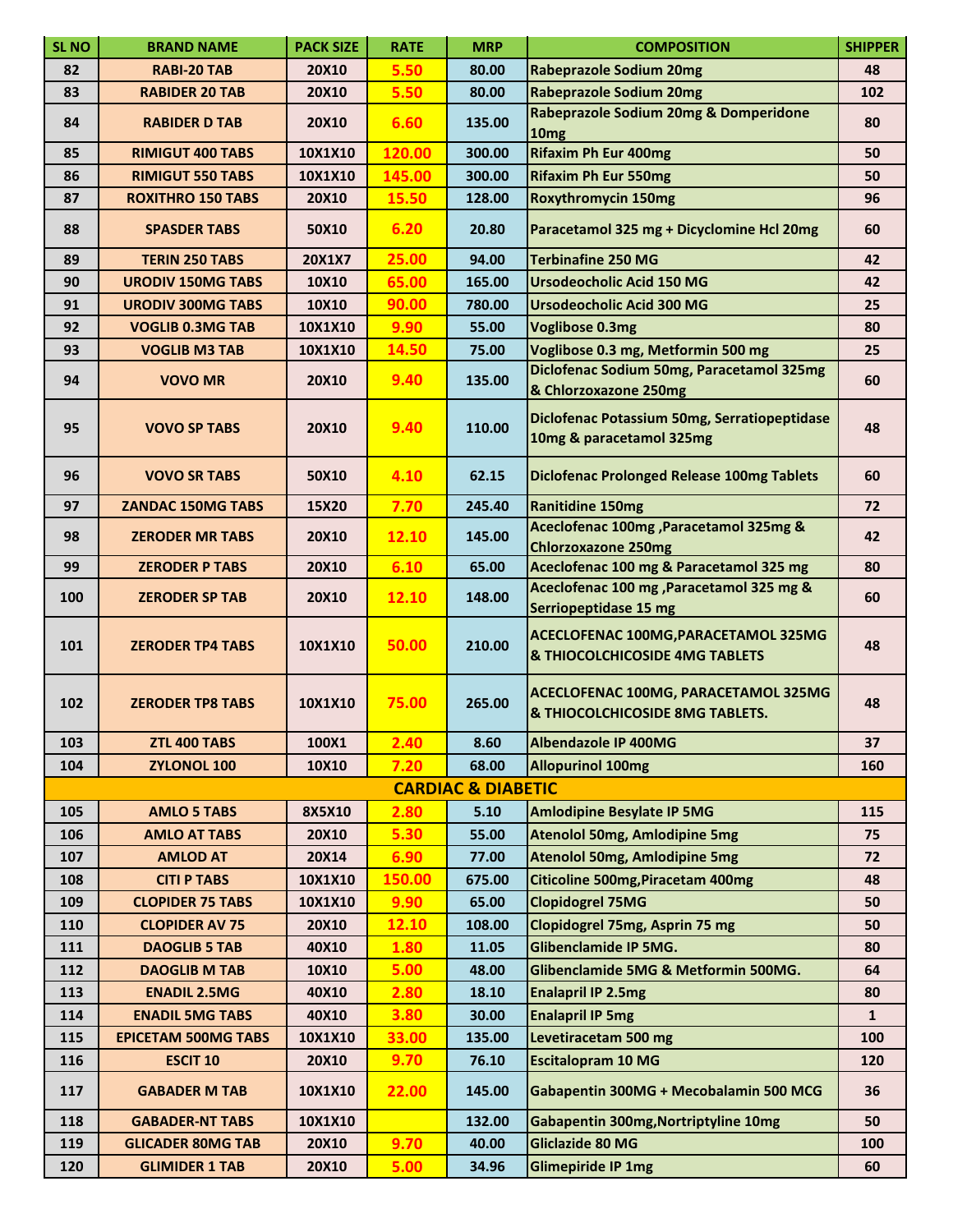| SL NO | BRAND NAME | PACK SIZE | RATE | MRP | COMPOSITION | SHIPPER |
|---|---|---|---|---|---|---|
| 82 | RABI-20 TAB | 20X10 | 5.50 | 80.00 | Rabeprazole Sodium 20mg | 48 |
| 83 | RABIDER 20 TAB | 20X10 | 5.50 | 80.00 | Rabeprazole Sodium 20mg | 102 |
| 84 | RABIDER D TAB | 20X10 | 6.60 | 135.00 | Rabeprazole Sodium 20mg & Domperidone 10mg | 80 |
| 85 | RIMIGUT 400 TABS | 10X1X10 | 120.00 | 300.00 | Rifaxim Ph Eur 400mg | 50 |
| 86 | RIMIGUT 550 TABS | 10X1X10 | 145.00 | 300.00 | Rifaxim Ph Eur 550mg | 50 |
| 87 | ROXITHRO 150 TABS | 20X10 | 15.50 | 128.00 | Roxythromycin 150mg | 96 |
| 88 | SPASDER TABS | 50X10 | 6.20 | 20.80 | Paracetamol 325 mg + Dicyclomine Hcl 20mg | 60 |
| 89 | TERIN 250 TABS | 20X1X7 | 25.00 | 94.00 | Terbinafine 250 MG | 42 |
| 90 | URODIV 150MG TABS | 10X10 | 65.00 | 165.00 | Ursodeocholic Acid 150 MG | 42 |
| 91 | URODIV 300MG TABS | 10X10 | 90.00 | 780.00 | Ursodeocholic Acid 300 MG | 25 |
| 92 | VOGLIB 0.3MG TAB | 10X1X10 | 9.90 | 55.00 | Voglibose 0.3mg | 80 |
| 93 | VOGLIB M3 TAB | 10X1X10 | 14.50 | 75.00 | Voglibose 0.3 mg, Metformin 500 mg | 25 |
| 94 | VOVO MR | 20X10 | 9.40 | 135.00 | Diclofenac Sodium 50mg, Paracetamol 325mg & Chlorzoxazone 250mg | 60 |
| 95 | VOVO SP TABS | 20X10 | 9.40 | 110.00 | Diclofenac Potassium 50mg, Serratiopeptidase 10mg & paracetamol 325mg | 48 |
| 96 | VOVO SR TABS | 50X10 | 4.10 | 62.15 | Diclofenac Prolonged Release 100mg Tablets | 60 |
| 97 | ZANDAC 150MG TABS | 15X20 | 7.70 | 245.40 | Ranitidine 150mg | 72 |
| 98 | ZERODER MR TABS | 20X10 | 12.10 | 145.00 | Aceclofenac 100mg ,Paracetamol 325mg & Chlorzoxazone 250mg | 42 |
| 99 | ZERODER P TABS | 20X10 | 6.10 | 65.00 | Aceclofenac 100 mg & Paracetamol 325 mg | 80 |
| 100 | ZERODER SP TAB | 20X10 | 12.10 | 148.00 | Aceclofenac 100 mg ,Paracetamol 325 mg & Serriopeptidase 15 mg | 60 |
| 101 | ZERODER TP4 TABS | 10X1X10 | 50.00 | 210.00 | ACECLOFENAC 100MG,PARACETAMOL 325MG & THIOCOLCHICOSIDE 4MG TABLETS | 48 |
| 102 | ZERODER TP8 TABS | 10X1X10 | 75.00 | 265.00 | ACECLOFENAC 100MG, PARACETAMOL 325MG & THIOCOLCHICOSIDE 8MG TABLETS. | 48 |
| 103 | ZTL 400 TABS | 100X1 | 2.40 | 8.60 | Albendazole IP 400MG | 37 |
| 104 | ZYLONOL 100 | 10X10 | 7.20 | 68.00 | Allopurinol 100mg | 160 |
| | | | **CARDIAC & DIABETIC** | | | |
| 105 | AMLO 5 TABS | 8X5X10 | 2.80 | 5.10 | Amlodipine Besylate IP 5MG | 115 |
| 106 | AMLO AT TABS | 20X10 | 5.30 | 55.00 | Atenolol 50mg, Amlodipine 5mg | 75 |
| 107 | AMLOD AT | 20X14 | 6.90 | 77.00 | Atenolol 50mg, Amlodipine 5mg | 72 |
| 108 | CITI P TABS | 10X1X10 | 150.00 | 675.00 | Citicoline 500mg,Piracetam 400mg | 48 |
| 109 | CLOPIDER 75 TABS | 10X1X10 | 9.90 | 65.00 | Clopidogrel 75MG | 50 |
| 110 | CLOPIDER AV 75 | 20X10 | 12.10 | 108.00 | Clopidogrel 75mg, Asprin 75 mg | 50 |
| 111 | DAOGLIB 5 TAB | 40X10 | 1.80 | 11.05 | Glibenclamide IP 5MG. | 80 |
| 112 | DAOGLIB M TAB | 10X10 | 5.00 | 48.00 | Glibenclamide 5MG & Metformin 500MG. | 64 |
| 113 | ENADIL 2.5MG | 40X10 | 2.80 | 18.10 | Enalapril IP 2.5mg | 80 |
| 114 | ENADIL 5MG TABS | 40X10 | 3.80 | 30.00 | Enalapril IP 5mg | 1 |
| 115 | EPICETAM 500MG TABS | 10X1X10 | 33.00 | 135.00 | Levetiracetam 500 mg | 100 |
| 116 | ESCIT 10 | 20X10 | 9.70 | 76.10 | Escitalopram 10 MG | 120 |
| 117 | GABADER M TAB | 10X1X10 | 22.00 | 145.00 | Gabapentin 300MG + Mecobalamin 500 MCG | 36 |
| 118 | GABADER-NT TABS | 10X1X10 | | 132.00 | Gabapentin 300mg,Nortriptyline 10mg | 50 |
| 119 | GLICADER 80MG TAB | 20X10 | 9.70 | 40.00 | Gliclazide 80 MG | 100 |
| 120 | GLIMIDER 1 TAB | 20X10 | 5.00 | 34.96 | Glimepiride IP 1mg | 60 |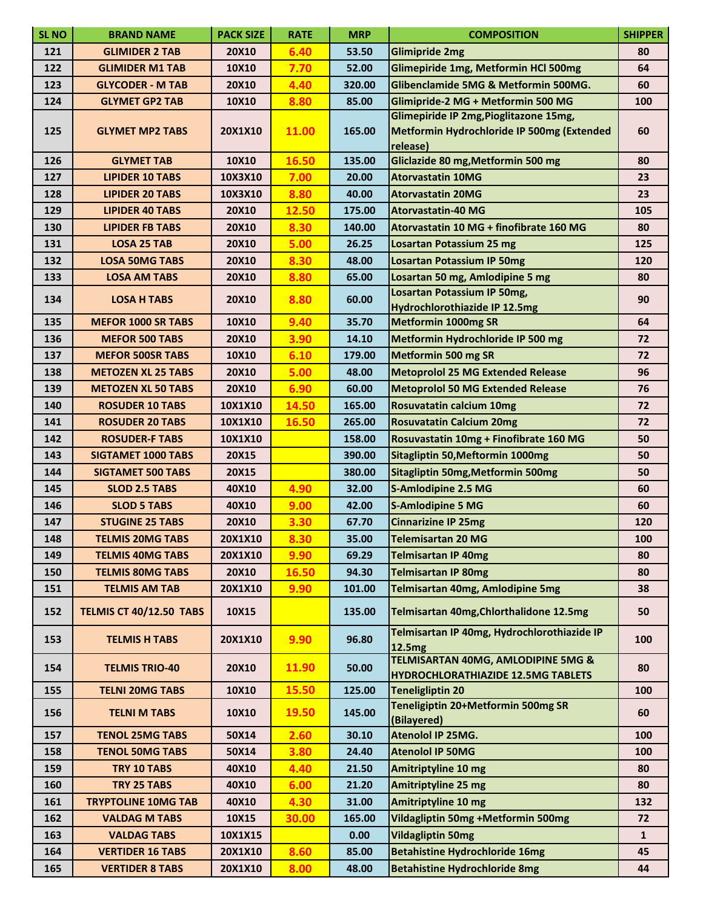| SL NO | BRAND NAME | PACK SIZE | RATE | MRP | COMPOSITION | SHIPPER |
|---|---|---|---|---|---|---|
| 121 | GLIMIDER 2 TAB | 20X10 | 6.40 | 53.50 | Glimipride 2mg | 80 |
| 122 | GLIMIDER M1 TAB | 10X10 | 7.70 | 52.00 | Glimepiride 1mg, Metformin HCl 500mg | 64 |
| 123 | GLYCODER - M TAB | 20X10 | 4.40 | 320.00 | Glibenclamide 5MG & Metformin 500MG. | 60 |
| 124 | GLYMET GP2 TAB | 10X10 | 8.80 | 85.00 | Glimipride-2 MG + Metformin 500 MG | 100 |
| 125 | GLYMET MP2 TABS | 20X1X10 | 11.00 | 165.00 | Glimepiride IP 2mg,Pioglitazone 15mg, Metformin Hydrochloride IP 500mg (Extended release) | 60 |
| 126 | GLYMET TAB | 10X10 | 16.50 | 135.00 | Gliclazide 80 mg,Metformin 500 mg | 80 |
| 127 | LIPIDER 10 TABS | 10X3X10 | 7.00 | 20.00 | Atorvastatin 10MG | 23 |
| 128 | LIPIDER 20 TABS | 10X3X10 | 8.80 | 40.00 | Atorvastatin 20MG | 23 |
| 129 | LIPIDER 40 TABS | 20X10 | 12.50 | 175.00 | Atorvastatin-40 MG | 105 |
| 130 | LIPIDER FB TABS | 20X10 | 8.30 | 140.00 | Atorvastatin 10 MG + finofibrate 160 MG | 80 |
| 131 | LOSA 25 TAB | 20X10 | 5.00 | 26.25 | Losartan Potassium 25 mg | 125 |
| 132 | LOSA 50MG TABS | 20X10 | 8.30 | 48.00 | Losartan Potassium IP 50mg | 120 |
| 133 | LOSA AM TABS | 20X10 | 8.80 | 65.00 | Losartan 50 mg, Amlodipine 5 mg | 80 |
| 134 | LOSA H TABS | 20X10 | 8.80 | 60.00 | Losartan Potassium IP 50mg, Hydrochlorothiazide IP 12.5mg | 90 |
| 135 | MEFOR 1000 SR TABS | 10X10 | 9.40 | 35.70 | Metformin 1000mg SR | 64 |
| 136 | MEFOR 500 TABS | 20X10 | 3.90 | 14.10 | Metformin Hydrochloride IP 500 mg | 72 |
| 137 | MEFOR 500SR TABS | 10X10 | 6.10 | 179.00 | Metformin 500 mg SR | 72 |
| 138 | METOZEN XL 25 TABS | 20X10 | 5.00 | 48.00 | Metoprolol 25 MG Extended Release | 96 |
| 139 | METOZEN XL 50 TABS | 20X10 | 6.90 | 60.00 | Metoprolol 50 MG Extended Release | 76 |
| 140 | ROSUDER 10 TABS | 10X1X10 | 14.50 | 165.00 | Rosuvatatin calcium 10mg | 72 |
| 141 | ROSUDER 20 TABS | 10X1X10 | 16.50 | 265.00 | Rosuvatatin Calcium 20mg | 72 |
| 142 | ROSUDER-F TABS | 10X1X10 | | 158.00 | Rosuvastatin 10mg + Finofibrate 160 MG | 50 |
| 143 | SIGTAMET 1000 TABS | 20X15 | | 390.00 | Sitagliptin 50,Meftormin 1000mg | 50 |
| 144 | SIGTAMET 500 TABS | 20X15 | | 380.00 | Sitagliptin 50mg,Metformin 500mg | 50 |
| 145 | SLOD 2.5 TABS | 40X10 | 4.90 | 32.00 | S-Amlodipine 2.5 MG | 60 |
| 146 | SLOD 5 TABS | 40X10 | 9.00 | 42.00 | S-Amlodipine 5 MG | 60 |
| 147 | STUGINE 25 TABS | 20X10 | 3.30 | 67.70 | Cinnarizine IP 25mg | 120 |
| 148 | TELMIS 20MG TABS | 20X1X10 | 8.30 | 35.00 | Telemisartan 20 MG | 100 |
| 149 | TELMIS 40MG TABS | 20X1X10 | 9.90 | 69.29 | Telmisartan IP 40mg | 80 |
| 150 | TELMIS 80MG TABS | 20X10 | 16.50 | 94.30 | Telmisartan IP 80mg | 80 |
| 151 | TELMIS AM TAB | 20X1X10 | 9.90 | 101.00 | Telmisartan 40mg, Amlodipine 5mg | 38 |
| 152 | TELMIS CT 40/12.50 TABS | 10X15 | | 135.00 | Telmisartan 40mg,Chlorthalidone 12.5mg | 50 |
| 153 | TELMIS H TABS | 20X1X10 | 9.90 | 96.80 | Telmisartan IP 40mg, Hydrochlorothiazide IP 12.5mg | 100 |
| 154 | TELMIS TRIO-40 | 20X10 | 11.90 | 50.00 | TELMISARTAN 40MG, AMLODIPINE 5MG & HYDROCHLORATHIAZIDE 12.5MG TABLETS | 80 |
| 155 | TELNI 20MG TABS | 10X10 | 15.50 | 125.00 | Teneligliptin 20 | 100 |
| 156 | TELNI M TABS | 10X10 | 19.50 | 145.00 | Teneligiptin 20+Metformin 500mg SR (Bilayered) | 60 |
| 157 | TENOL 25MG TABS | 50X14 | 2.60 | 30.10 | Atenolol IP 25MG. | 100 |
| 158 | TENOL 50MG TABS | 50X14 | 3.80 | 24.40 | Atenolol IP 50MG | 100 |
| 159 | TRY 10 TABS | 40X10 | 4.40 | 21.50 | Amitriptyline 10 mg | 80 |
| 160 | TRY 25 TABS | 40X10 | 6.00 | 21.20 | Amitriptyline 25 mg | 80 |
| 161 | TRYPTOLINE 10MG TAB | 40X10 | 4.30 | 31.00 | Amitriptyline 10 mg | 132 |
| 162 | VALDAG M TABS | 10X15 | 30.00 | 165.00 | Vildagliptin 50mg +Metformin 500mg | 72 |
| 163 | VALDAG TABS | 10X1X15 | | 0.00 | Vildagliptin 50mg | 1 |
| 164 | VERTIDER 16 TABS | 20X1X10 | 8.60 | 85.00 | Betahistine Hydrochloride 16mg | 45 |
| 165 | VERTIDER 8 TABS | 20X1X10 | 8.00 | 48.00 | Betahistine Hydrochloride 8mg | 44 |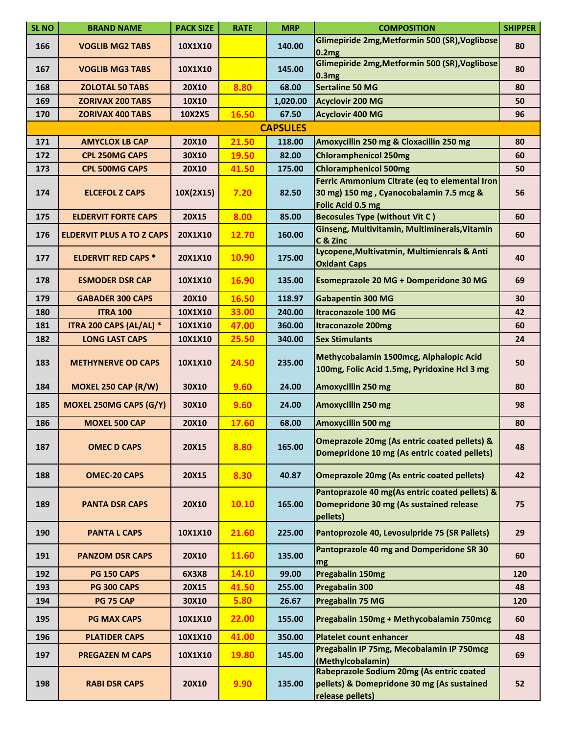| SL NO | BRAND NAME | PACK SIZE | RATE | MRP | COMPOSITION | SHIPPER |
|---|---|---|---|---|---|---|
| 166 | VOGLIB MG2 TABS | 10X1X10 | | 140.00 | Glimepiride 2mg,Metformin 500 (SR),Voglibose 0.2mg | 80 |
| 167 | VOGLIB MG3 TABS | 10X1X10 | | 145.00 | Glimepiride 2mg,Metformin 500 (SR),Voglibose 0.3mg | 80 |
| 168 | ZOLOTAL 50 TABS | 20X10 | 8.80 | 68.00 | Sertaline 50 MG | 80 |
| 169 | ZORIVAX 200 TABS | 10X10 | | 1,020.00 | Acyclovir 200 MG | 50 |
| 170 | ZORIVAX 400 TABS | 10X2X5 | 16.50 | 67.50 | Acyclovir 400 MG | 96 |
| | | | **CAPSULES** | | | |
| 171 | AMYCLOX LB CAP | 20X10 | 21.50 | 118.00 | Amoxycillin 250 mg & Cloxacillin 250 mg | 80 |
| 172 | CPL 250MG CAPS | 30X10 | 19.50 | 82.00 | Chloramphenicol 250mg | 60 |
| 173 | CPL 500MG CAPS | 20X10 | 41.50 | 175.00 | Chloramphenicol 500mg | 50 |
| 174 | ELCEFOL Z CAPS | 10X(2X15) | 7.20 | 82.50 | Ferric Ammonium Citrate (eq to elemental Iron 30 mg) 150 mg , Cyanocobalamin 7.5 mcg & Folic Acid 0.5 mg | 56 |
| 175 | ELDERVIT FORTE CAPS | 20X15 | 8.00 | 85.00 | Becosules Type (without Vit C ) | 60 |
| 176 | ELDERVIT PLUS A TO Z CAPS | 20X1X10 | 12.70 | 160.00 | Ginseng, Multivitamin, Multiminerals,Vitamin C & Zinc | 60 |
| 177 | ELDERVIT RED CAPS * | 20X1X10 | 10.90 | 175.00 | Lycopene,Multivatmin, Multimienrals & Anti Oxidant Caps | 40 |
| 178 | ESMODER DSR CAP | 10X1X10 | 16.90 | 135.00 | Esomeprazole 20 MG + Domperidone 30 MG | 69 |
| 179 | GABADER 300 CAPS | 20X10 | 16.50 | 118.97 | Gabapentin 300 MG | 30 |
| 180 | ITRA 100 | 10X1X10 | 33.00 | 240.00 | Itraconazole 100 MG | 42 |
| 181 | ITRA 200 CAPS (AL/AL) * | 10X1X10 | 47.00 | 360.00 | Itraconazole 200mg | 60 |
| 182 | LONG LAST CAPS | 10X1X10 | 25.50 | 340.00 | Sex Stimulants | 24 |
| 183 | METHYNERVE OD CAPS | 10X1X10 | 24.50 | 235.00 | Methycobalamin 1500mcg, Alphalopic Acid 100mg, Folic Acid 1.5mg, Pyridoxine Hcl 3 mg | 50 |
| 184 | MOXEL 250 CAP (R/W) | 30X10 | 9.60 | 24.00 | Amoxycillin 250 mg | 80 |
| 185 | MOXEL 250MG CAPS (G/Y) | 30X10 | 9.60 | 24.00 | Amoxycillin 250 mg | 98 |
| 186 | MOXEL 500 CAP | 20X10 | 17.60 | 68.00 | Amoxycillin 500 mg | 80 |
| 187 | OMEC D CAPS | 20X15 | 8.80 | 165.00 | Omeprazole 20mg (As entric coated pellets) & Domepridone 10 mg (As entric coated pellets) | 48 |
| 188 | OMEC-20 CAPS | 20X15 | 8.30 | 40.87 | Omeprazole 20mg (As entric coated pellets) | 42 |
| 189 | PANTA DSR CAPS | 20X10 | 10.10 | 165.00 | Pantoprazole 40 mg(As entric coated pellets) & Domepridone 30 mg (As sustained release pellets) | 75 |
| 190 | PANTA L CAPS | 10X1X10 | 21.60 | 225.00 | Pantoprozole 40, Levosulpride 75 (SR Pallets) | 29 |
| 191 | PANZOM DSR CAPS | 20X10 | 11.60 | 135.00 | Pantoprazole 40 mg and Domperidone SR 30 mg | 60 |
| 192 | PG 150 CAPS | 6X3X8 | 14.10 | 99.00 | Pregabalin 150mg | 120 |
| 193 | PG 300 CAPS | 20X15 | 41.50 | 255.00 | Pregabalin 300 | 48 |
| 194 | PG 75 CAP | 30X10 | 5.80 | 26.67 | Pregabalin 75 MG | 120 |
| 195 | PG MAX CAPS | 10X1X10 | 22.00 | 155.00 | Pregabalin 150mg + Methycobalamin 750mcg | 60 |
| 196 | PLATIDER CAPS | 10X1X10 | 41.00 | 350.00 | Platelet count enhancer | 48 |
| 197 | PREGAZEN M CAPS | 10X1X10 | 19.80 | 145.00 | Pregabalin IP 75mg, Mecobalamin IP 750mcg (Methylcobalamin) | 69 |
| 198 | RABI DSR CAPS | 20X10 | 9.90 | 135.00 | Rabeprazole Sodium 20mg (As entric coated pellets) & Domepridone 30 mg (As sustained release pellets) | 52 |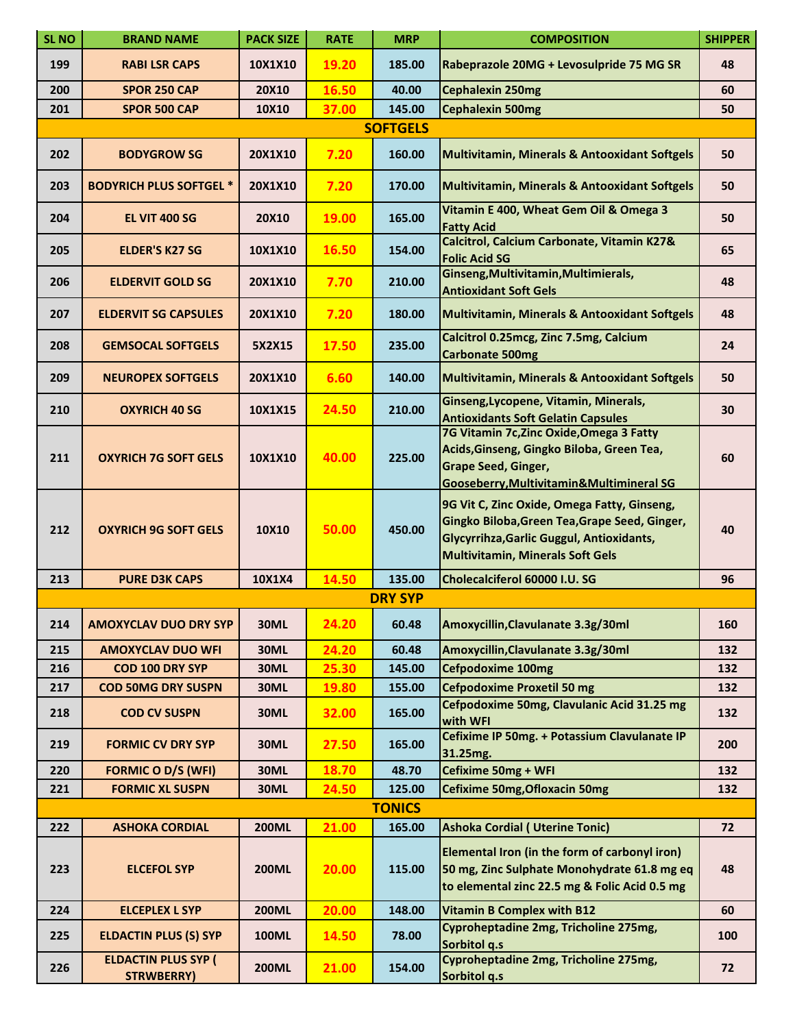| SL NO | BRAND NAME | PACK SIZE | RATE | MRP | COMPOSITION | SHIPPER |
|---|---|---|---|---|---|---|
| 199 | RABI LSR CAPS | 10X1X10 | 19.20 | 185.00 | Rabeprazole 20MG + Levosulpride 75 MG SR | 48 |
| 200 | SPOR 250 CAP | 20X10 | 16.50 | 40.00 | Cephalexin 250mg | 60 |
| 201 | SPOR 500 CAP | 10X10 | 37.00 | 145.00 | Cephalexin 500mg | 50 |
| **SOFTGELS** | | | | | | |
| 202 | BODYGROW SG | 20X1X10 | 7.20 | 160.00 | Multivitamin, Minerals & Antooxidant Softgels | 50 |
| 203 | BODYRICH PLUS SOFTGEL * | 20X1X10 | 7.20 | 170.00 | Multivitamin, Minerals & Antooxidant Softgels | 50 |
| 204 | EL VIT 400 SG | 20X10 | 19.00 | 165.00 | Vitamin E 400, Wheat Gem Oil & Omega 3 Fatty Acid | 50 |
| 205 | ELDER'S K27 SG | 10X1X10 | 16.50 | 154.00 | Calcitrol, Calcium Carbonate, Vitamin K27& Folic Acid SG | 65 |
| 206 | ELDERVIT GOLD SG | 20X1X10 | 7.70 | 210.00 | Ginseng,Multivitamin,Multimierals, Antioxidant Soft Gels | 48 |
| 207 | ELDERVIT SG CAPSULES | 20X1X10 | 7.20 | 180.00 | Multivitamin, Minerals & Antooxidant Softgels | 48 |
| 208 | GEMSOCAL SOFTGELS | 5X2X15 | 17.50 | 235.00 | Calcitrol 0.25mcg, Zinc 7.5mg, Calcium Carbonate 500mg | 24 |
| 209 | NEUROPEX SOFTGELS | 20X1X10 | 6.60 | 140.00 | Multivitamin, Minerals & Antooxidant Softgels | 50 |
| 210 | OXYRICH 40 SG | 10X1X15 | 24.50 | 210.00 | Ginseng,Lycopene, Vitamin, Minerals, Antioxidants Soft Gelatin Capsules | 30 |
| 211 | OXYRICH 7G SOFT GELS | 10X1X10 | 40.00 | 225.00 | 7G Vitamin 7c,Zinc Oxide,Omega 3 Fatty Acids,Ginseng, Gingko Biloba, Green Tea, Grape Seed, Ginger, Gooseberry,Multivitamin&Multimineral SG | 60 |
| 212 | OXYRICH 9G SOFT GELS | 10X10 | 50.00 | 450.00 | 9G Vit C, Zinc Oxide, Omega Fatty, Ginseng, Gingko Biloba,Green Tea,Grape Seed, Ginger, Glycyrrihza,Garlic Guggul, Antioxidants, Multivitamin, Minerals Soft Gels | 40 |
| 213 | PURE D3K CAPS | 10X1X4 | 14.50 | 135.00 | Cholecalciferol 60000 I.U. SG | 96 |
| **DRY SYP** | | | | | | |
| 214 | AMOXYCLAV DUO DRY SYP | 30ML | 24.20 | 60.48 | Amoxycillin,Clavulanate 3.3g/30ml | 160 |
| 215 | AMOXYCLAV DUO WFI | 30ML | 24.20 | 60.48 | Amoxycillin,Clavulanate 3.3g/30ml | 132 |
| 216 | COD 100 DRY SYP | 30ML | 25.30 | 145.00 | Cefpodoxime 100mg | 132 |
| 217 | COD 50MG DRY SUSPN | 30ML | 19.80 | 155.00 | Cefpodoxime Proxetil 50 mg | 132 |
| 218 | COD CV SUSPN | 30ML | 32.00 | 165.00 | Cefpodoxime 50mg, Clavulanic Acid 31.25 mg with WFI | 132 |
| 219 | FORMIC CV DRY SYP | 30ML | 27.50 | 165.00 | Cefixime IP 50mg. + Potassium Clavulanate IP 31.25mg. | 200 |
| 220 | FORMIC O D/S (WFI) | 30ML | 18.70 | 48.70 | Cefixime 50mg + WFI | 132 |
| 221 | FORMIC XL SUSPN | 30ML | 24.50 | 125.00 | Cefixime 50mg,Ofloxacin 50mg | 132 |
| **TONICS** | | | | | | |
| 222 | ASHOKA CORDIAL | 200ML | 21.00 | 165.00 | Ashoka Cordial ( Uterine Tonic) | 72 |
| 223 | ELCEFOL SYP | 200ML | 20.00 | 115.00 | Elemental Iron (in the form of carbonyl iron) 50 mg, Zinc Sulphate Monohydrate 61.8 mg eq to elemental zinc 22.5 mg & Folic Acid 0.5 mg | 48 |
| 224 | ELCEPLEX L SYP | 200ML | 20.00 | 148.00 | Vitamin B Complex with B12 | 60 |
| 225 | ELDACTIN PLUS (S) SYP | 100ML | 14.50 | 78.00 | Cyproheptadine 2mg, Tricholine 275mg, Sorbitol q.s | 100 |
| 226 | ELDACTIN PLUS SYP ( STRWBERRY) | 200ML | 21.00 | 154.00 | Cyproheptadine 2mg, Tricholine 275mg, Sorbitol q.s | 72 |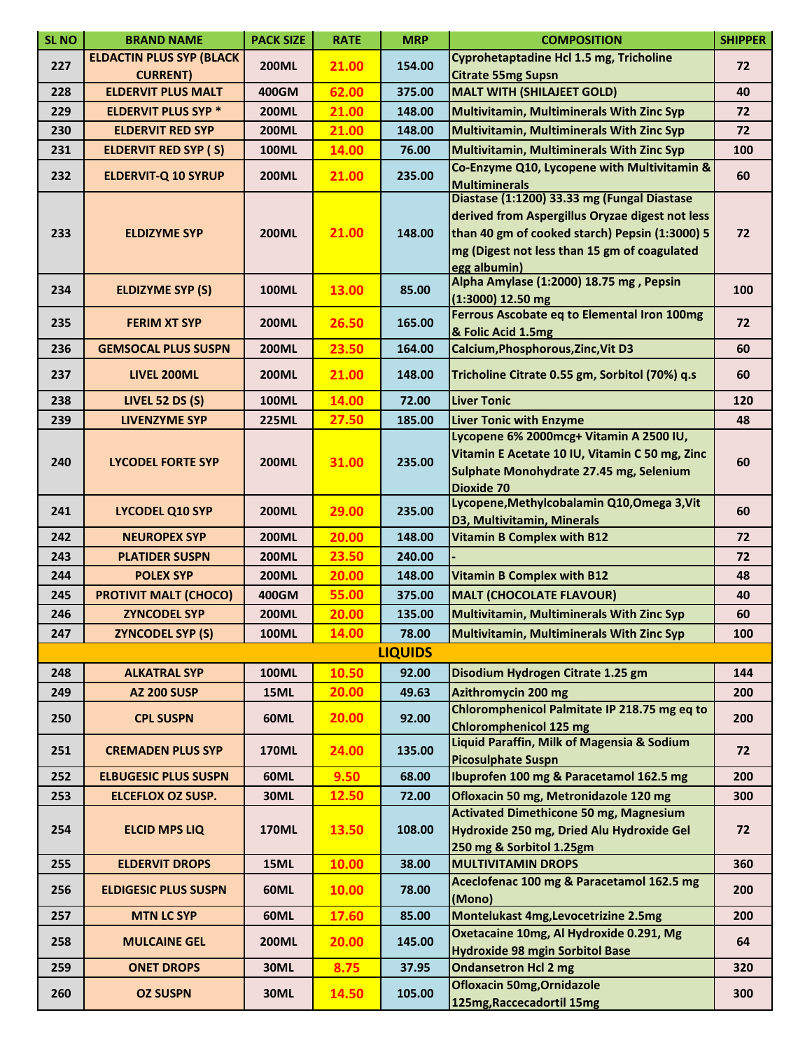| SL NO | BRAND NAME | PACK SIZE | RATE | MRP | COMPOSITION | SHIPPER |
|---|---|---|---|---|---|---|
| 227 | ELDACTIN PLUS SYP (BLACK CURRENT) | 200ML | 21.00 | 154.00 | Cyprohetaptadine Hcl 1.5 mg, Tricholine Citrate 55mg Supsn | 72 |
| 228 | ELDERVIT PLUS MALT | 400GM | 62.00 | 375.00 | MALT WITH (SHILAJEET GOLD) | 40 |
| 229 | ELDERVIT PLUS SYP * | 200ML | 21.00 | 148.00 | Multivitamin, Multiminerals With Zinc Syp | 72 |
| 230 | ELDERVIT RED SYP | 200ML | 21.00 | 148.00 | Multivitamin, Multiminerals With Zinc Syp | 72 |
| 231 | ELDERVIT RED SYP ( S) | 100ML | 14.00 | 76.00 | Multivitamin, Multiminerals With Zinc Syp | 100 |
| 232 | ELDERVIT-Q 10 SYRUP | 200ML | 21.00 | 235.00 | Co-Enzyme Q10, Lycopene with Multivitamin & Multiminerals | 60 |
| 233 | ELDIZYME SYP | 200ML | 21.00 | 148.00 | Diastase (1:1200) 33.33 mg (Fungal Diastase derived from Aspergillus Oryzae digest not less than 40 gm of cooked starch) Pepsin (1:3000) 5 mg (Digest not less than 15 gm of coagulated egg albumin) | 72 |
| 234 | ELDIZYME SYP (S) | 100ML | 13.00 | 85.00 | Alpha Amylase (1:2000) 18.75 mg , Pepsin (1:3000) 12.50 mg | 100 |
| 235 | FERIM XT SYP | 200ML | 26.50 | 165.00 | Ferrous Ascobate eq to Elemental Iron 100mg & Folic Acid 1.5mg | 72 |
| 236 | GEMSOCAL PLUS SUSPN | 200ML | 23.50 | 164.00 | Calcium,Phosphorous,Zinc,Vit D3 | 60 |
| 237 | LIVEL 200ML | 200ML | 21.00 | 148.00 | Tricholine Citrate 0.55 gm, Sorbitol (70%) q.s | 60 |
| 238 | LIVEL 52 DS (S) | 100ML | 14.00 | 72.00 | Liver Tonic | 120 |
| 239 | LIVENZYME SYP | 225ML | 27.50 | 185.00 | Liver Tonic with Enzyme | 48 |
| 240 | LYCODEL FORTE SYP | 200ML | 31.00 | 235.00 | Lycopene 6% 2000mcg+ Vitamin A 2500 IU, Vitamin E Acetate 10 IU, Vitamin C 50 mg, Zinc Sulphate Monohydrate 27.45 mg, Selenium Dioxide 70 | 60 |
| 241 | LYCODEL Q10 SYP | 200ML | 29.00 | 235.00 | Lycopene,Methylcobalamin Q10,Omega 3,Vit D3, Multivitamin, Minerals | 60 |
| 242 | NEUROPEX SYP | 200ML | 20.00 | 148.00 | Vitamin B Complex with B12 | 72 |
| 243 | PLATIDER SUSPN | 200ML | 23.50 | 240.00 | - | 72 |
| 244 | POLEX SYP | 200ML | 20.00 | 148.00 | Vitamin B Complex with B12 | 48 |
| 245 | PROTIVIT MALT (CHOCO) | 400GM | 55.00 | 375.00 | MALT (CHOCOLATE FLAVOUR) | 40 |
| 246 | ZYNCODEL SYP | 200ML | 20.00 | 135.00 | Multivitamin, Multiminerals With Zinc Syp | 60 |
| 247 | ZYNCODEL SYP (S) | 100ML | 14.00 | 78.00 | Multivitamin, Multiminerals With Zinc Syp | 100 |
| | | | **LIQUIDS** | | | |
| 248 | ALKATRAL SYP | 100ML | 10.50 | 92.00 | Disodium Hydrogen Citrate 1.25 gm | 144 |
| 249 | AZ 200 SUSP | 15ML | 20.00 | 49.63 | Azithromycin 200 mg | 200 |
| 250 | CPL SUSPN | 60ML | 20.00 | 92.00 | Chloromphenicol Palmitate IP 218.75 mg eq to Chloromphenicol 125 mg | 200 |
| 251 | CREMADEN PLUS SYP | 170ML | 24.00 | 135.00 | Liquid Paraffin, Milk of Magensia & Sodium Picosulphate Suspn | 72 |
| 252 | ELBUGESIC PLUS SUSPN | 60ML | 9.50 | 68.00 | Ibuprofen 100 mg & Paracetamol 162.5 mg | 200 |
| 253 | ELCEFLOX OZ SUSP. | 30ML | 12.50 | 72.00 | Ofloxacin 50 mg, Metronidazole 120 mg | 300 |
| 254 | ELCID MPS LIQ | 170ML | 13.50 | 108.00 | Activated Dimethicone 50 mg, Magnesium Hydroxide 250 mg, Dried Alu Hydroxide Gel 250 mg & Sorbitol 1.25gm | 72 |
| 255 | ELDERVIT DROPS | 15ML | 10.00 | 38.00 | MULTIVITAMIN DROPS | 360 |
| 256 | ELDIGESIC PLUS SUSPN | 60ML | 10.00 | 78.00 | Aceclofenac 100 mg & Paracetamol 162.5 mg (Mono) | 200 |
| 257 | MTN LC SYP | 60ML | 17.60 | 85.00 | Montelukast 4mg,Levocetrizine 2.5mg | 200 |
| 258 | MULCAINE GEL | 200ML | 20.00 | 145.00 | Oxetacaine 10mg, Al Hydroxide 0.291, Mg Hydroxide 98 mgin Sorbitol Base | 64 |
| 259 | ONET DROPS | 30ML | 8.75 | 37.95 | Ondansetron Hcl 2 mg | 320 |
| 260 | OZ SUSPN | 30ML | 14.50 | 105.00 | Ofloxacin 50mg,Ornidazole 125mg,Raccecadortil 15mg | 300 |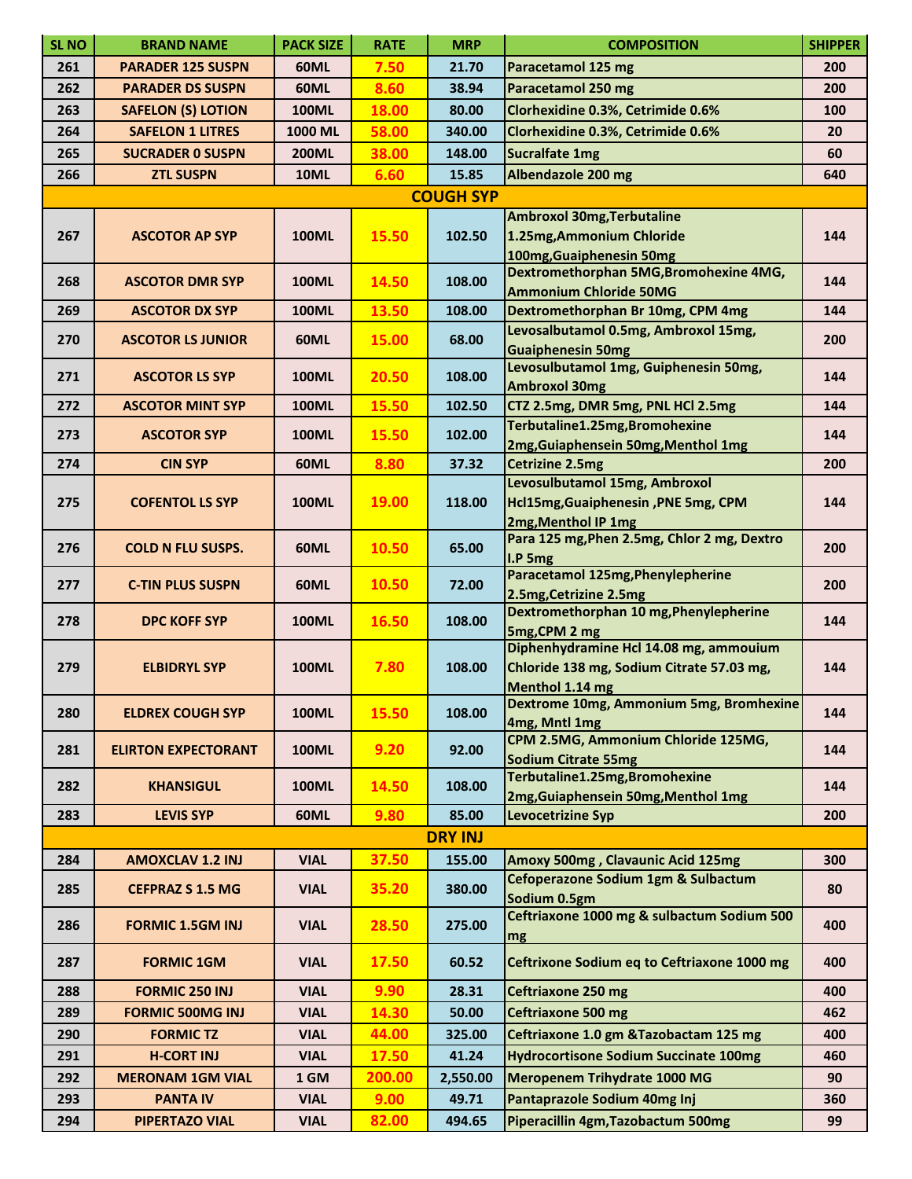| SL NO | BRAND NAME | PACK SIZE | RATE | MRP | COMPOSITION | SHIPPER |
|---|---|---|---|---|---|---|
| 261 | PARADER 125 SUSPN | 60ML | 7.50 | 21.70 | Paracetamol 125 mg | 200 |
| 262 | PARADER DS SUSPN | 60ML | 8.60 | 38.94 | Paracetamol 250 mg | 200 |
| 263 | SAFELON (S) LOTION | 100ML | 18.00 | 80.00 | Clorhexidine 0.3%, Cetrimide 0.6% | 100 |
| 264 | SAFELON 1 LITRES | 1000 ML | 58.00 | 340.00 | Clorhexidine 0.3%, Cetrimide 0.6% | 20 |
| 265 | SUCRADER 0 SUSPN | 200ML | 38.00 | 148.00 | Sucralfate 1mg | 60 |
| 266 | ZTL SUSPN | 10ML | 6.60 | 15.85 | Albendazole 200 mg | 640 |
| | | | **COUGH SYP** | | | |
| 267 | ASCOTOR AP SYP | 100ML | 15.50 | 102.50 | Ambroxol 30mg,Terbutaline 1.25mg,Ammonium Chloride 100mg,Guaiphenesin 50mg | 144 |
| 268 | ASCOTOR DMR SYP | 100ML | 14.50 | 108.00 | Dextromethorphan 5MG,Bromohexine 4MG, Ammonium Chloride 50MG | 144 |
| 269 | ASCOTOR DX SYP | 100ML | 13.50 | 108.00 | Dextromethorphan Br 10mg, CPM 4mg | 144 |
| 270 | ASCOTOR LS JUNIOR | 60ML | 15.00 | 68.00 | Levosalbutamol 0.5mg, Ambroxol 15mg, Guaiphenesin 50mg | 200 |
| 271 | ASCOTOR LS SYP | 100ML | 20.50 | 108.00 | Levosulbutamol 1mg, Guiphenesin 50mg, Ambroxol 30mg | 144 |
| 272 | ASCOTOR MINT SYP | 100ML | 15.50 | 102.50 | CTZ 2.5mg, DMR 5mg, PNL HCl 2.5mg | 144 |
| 273 | ASCOTOR SYP | 100ML | 15.50 | 102.00 | Terbutaline1.25mg,Bromohexine 2mg,Guiaphensein 50mg,Menthol 1mg | 144 |
| 274 | CIN SYP | 60ML | 8.80 | 37.32 | Cetrizine 2.5mg | 200 |
| 275 | COFENTOL LS SYP | 100ML | 19.00 | 118.00 | Levosulbutamol 15mg, Ambroxol Hcl15mg,Guaiphenesin ,PNE 5mg, CPM 2mg,Menthol IP 1mg | 144 |
| 276 | COLD N FLU SUSPS. | 60ML | 10.50 | 65.00 | Para 125 mg,Phen 2.5mg, Chlor 2 mg, Dextro I.P 5mg | 200 |
| 277 | C-TIN PLUS SUSPN | 60ML | 10.50 | 72.00 | Paracetamol 125mg,Phenylepherine 2.5mg,Cetrizine 2.5mg | 200 |
| 278 | DPC KOFF SYP | 100ML | 16.50 | 108.00 | Dextromethorphan 10 mg,Phenylepherine 5mg,CPM 2 mg | 144 |
| 279 | ELBIDRYL SYP | 100ML | 7.80 | 108.00 | Diphenhydramine Hcl 14.08 mg, ammouium Chloride 138 mg, Sodium Citrate 57.03 mg, Menthol 1.14 mg | 144 |
| 280 | ELDREX COUGH SYP | 100ML | 15.50 | 108.00 | Dextrome 10mg, Ammonium 5mg, Bromhexine 4mg, Mntl 1mg | 144 |
| 281 | ELIRTON EXPECTORANT | 100ML | 9.20 | 92.00 | CPM 2.5MG, Ammonium Chloride 125MG, Sodium Citrate 55mg | 144 |
| 282 | KHANSIGUL | 100ML | 14.50 | 108.00 | Terbutaline1.25mg,Bromohexine 2mg,Guiaphensein 50mg,Menthol 1mg | 144 |
| 283 | LEVIS SYP | 60ML | 9.80 | 85.00 | Levocetrizine Syp | 200 |
| | | | **DRY INJ** | | | |
| 284 | AMOXCLAV 1.2 INJ | VIAL | 37.50 | 155.00 | Amoxy 500mg , Clavaunic Acid 125mg | 300 |
| 285 | CEFPRAZ S 1.5 MG | VIAL | 35.20 | 380.00 | Cefoperazone Sodium 1gm & Sulbactum Sodium 0.5gm | 80 |
| 286 | FORMIC 1.5GM INJ | VIAL | 28.50 | 275.00 | Ceftriaxone 1000 mg & sulbactum Sodium 500 mg | 400 |
| 287 | FORMIC 1GM | VIAL | 17.50 | 60.52 | Ceftrixone Sodium eq to Ceftriaxone 1000 mg | 400 |
| 288 | FORMIC 250 INJ | VIAL | 9.90 | 28.31 | Ceftriaxone 250 mg | 400 |
| 289 | FORMIC 500MG INJ | VIAL | 14.30 | 50.00 | Ceftriaxone 500 mg | 462 |
| 290 | FORMIC TZ | VIAL | 44.00 | 325.00 | Ceftriaxone 1.0 gm &Tazobactam 125 mg | 400 |
| 291 | H-CORT INJ | VIAL | 17.50 | 41.24 | Hydrocortisone Sodium Succinate 100mg | 460 |
| 292 | MERONAM 1GM VIAL | 1 GM | 200.00 | 2,550.00 | Meropenem Trihydrate 1000 MG | 90 |
| 293 | PANTA IV | VIAL | 9.00 | 49.71 | Pantaprazole Sodium 40mg Inj | 360 |
| 294 | PIPERTAZO VIAL | VIAL | 82.00 | 494.65 | Piperacillin 4gm,Tazobactum 500mg | 99 |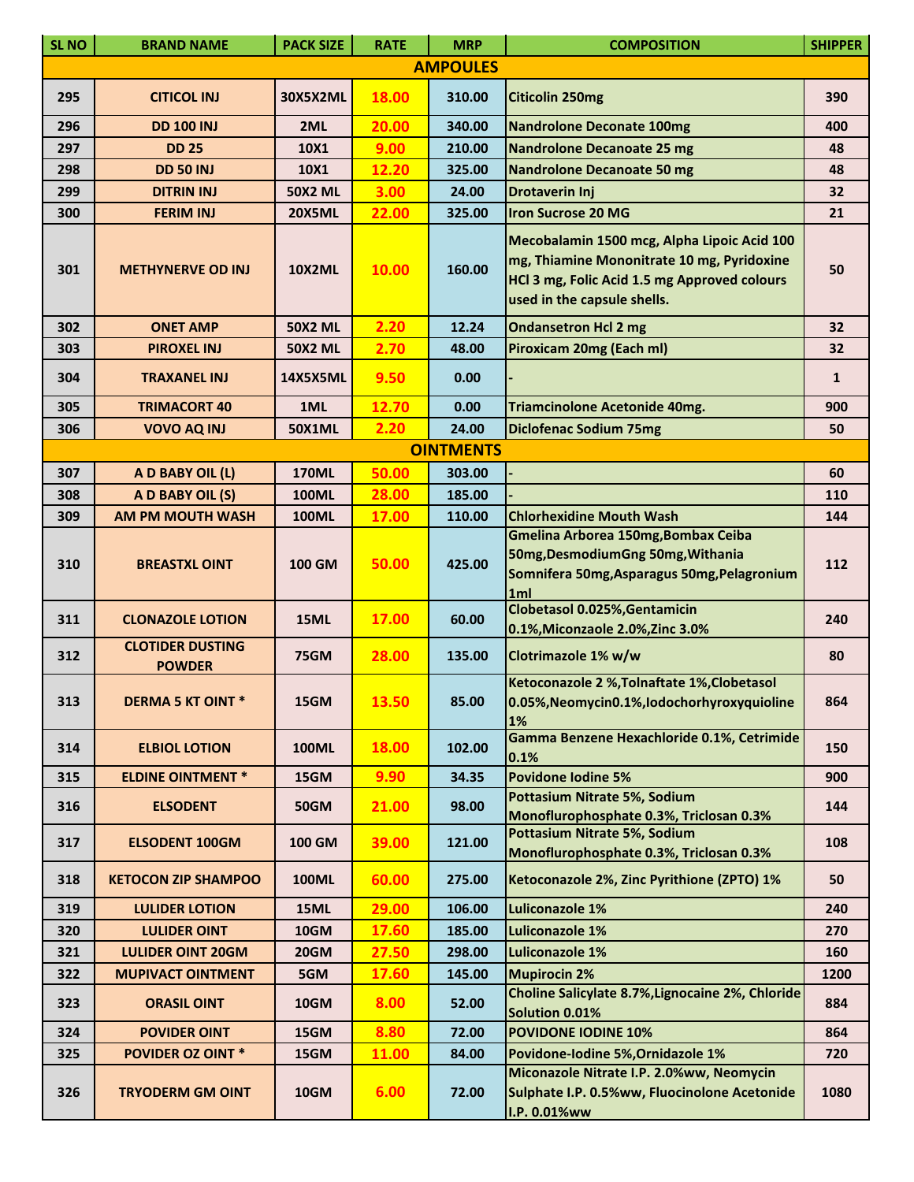| SL NO | BRAND NAME | PACK SIZE | RATE | MRP | COMPOSITION | SHIPPER |
|---|---|---|---|---|---|---|
| **AMPOULES** | | | | | | |
| 295 | CITICOL INJ | 30X5X2ML | 18.00 | 310.00 | Citicolin 250mg | 390 |
| 296 | DD 100 INJ | 2ML | 20.00 | 340.00 | Nandrolone Deconate 100mg | 400 |
| 297 | DD 25 | 10X1 | 9.00 | 210.00 | Nandrolone Decanoate 25 mg | 48 |
| 298 | DD 50 INJ | 10X1 | 12.20 | 325.00 | Nandrolone Decanoate 50 mg | 48 |
| 299 | DITRIN INJ | 50X2 ML | 3.00 | 24.00 | Drotaverin Inj | 32 |
| 300 | FERIM INJ | 20X5ML | 22.00 | 325.00 | Iron Sucrose 20 MG | 21 |
| 301 | METHYNERVE OD INJ | 10X2ML | 10.00 | 160.00 | Mecobalamin 1500 mcg, Alpha Lipoic Acid 100 mg, Thiamine Mononitrate 10 mg, Pyridoxine HCl 3 mg, Folic Acid 1.5 mg Approved colours used in the capsule shells. | 50 |
| 302 | ONET AMP | 50X2 ML | 2.20 | 12.24 | Ondansetron Hcl 2 mg | 32 |
| 303 | PIROXEL INJ | 50X2 ML | 2.70 | 48.00 | Piroxicam 20mg (Each ml) | 32 |
| 304 | TRAXANEL INJ | 14X5X5ML | 9.50 | 0.00 | - | 1 |
| 305 | TRIMACORT 40 | 1ML | 12.70 | 0.00 | Triamcinolone Acetonide 40mg. | 900 |
| 306 | VOVO AQ INJ | 50X1ML | 2.20 | 24.00 | Diclofenac Sodium 75mg | 50 |
| **OINTMENTS** | | | | | | |
| 307 | A D BABY OIL (L) | 170ML | 50.00 | 303.00 | - | 60 |
| 308 | A D BABY OIL (S) | 100ML | 28.00 | 185.00 | - | 110 |
| 309 | AM PM MOUTH WASH | 100ML | 17.00 | 110.00 | Chlorhexidine Mouth Wash | 144 |
| 310 | BREASTXL OINT | 100 GM | 50.00 | 425.00 | Gmelina Arborea 150mg,Bombax Ceiba 50mg,DesmodiumGng 50mg,Withania Somnifera 50mg,Asparagus 50mg,Pelagronium 1ml | 112 |
| 311 | CLONAZOLE LOTION | 15ML | 17.00 | 60.00 | Clobetasol 0.025%,Gentamicin 0.1%,Miconzaole 2.0%,Zinc 3.0% | 240 |
| 312 | CLOTIDER DUSTING POWDER | 75GM | 28.00 | 135.00 | Clotrimazole 1% w/w | 80 |
| 313 | DERMA 5 KT OINT * | 15GM | 13.50 | 85.00 | Ketoconazole 2 %,Tolnaftate 1%,Clobetasol 0.05%,Neomycin0.1%,Iodochorhyroxyquioline 1% | 864 |
| 314 | ELBIOL LOTION | 100ML | 18.00 | 102.00 | Gamma Benzene Hexachloride 0.1%, Cetrimide 0.1% | 150 |
| 315 | ELDINE OINTMENT * | 15GM | 9.90 | 34.35 | Povidone Iodine 5% | 900 |
| 316 | ELSODENT | 50GM | 21.00 | 98.00 | Pottasium Nitrate 5%, Sodium Monoflurophosphate 0.3%, Triclosan 0.3% | 144 |
| 317 | ELSODENT 100GM | 100 GM | 39.00 | 121.00 | Pottasium Nitrate 5%, Sodium Monoflurophosphate 0.3%, Triclosan 0.3% | 108 |
| 318 | KETOCON ZIP SHAMPOO | 100ML | 60.00 | 275.00 | Ketoconazole 2%, Zinc Pyrithione (ZPTO) 1% | 50 |
| 319 | LULIDER LOTION | 15ML | 29.00 | 106.00 | Luliconazole 1% | 240 |
| 320 | LULIDER OINT | 10GM | 17.60 | 185.00 | Luliconazole 1% | 270 |
| 321 | LULIDER OINT 20GM | 20GM | 27.50 | 298.00 | Luliconazole 1% | 160 |
| 322 | MUPIVACT OINTMENT | 5GM | 17.60 | 145.00 | Mupirocin 2% | 1200 |
| 323 | ORASIL OINT | 10GM | 8.00 | 52.00 | Choline Salicylate 8.7%,Lignocaine 2%, Chloride Solution 0.01% | 884 |
| 324 | POVIDER OINT | 15GM | 8.80 | 72.00 | POVIDONE IODINE 10% | 864 |
| 325 | POVIDER OZ OINT * | 15GM | 11.00 | 84.00 | Povidone-Iodine 5%,Ornidazole 1% | 720 |
| 326 | TRYODERM GM OINT | 10GM | 6.00 | 72.00 | Miconazole Nitrate I.P. 2.0%ww, Neomycin Sulphate I.P. 0.5%ww, Fluocinolone Acetonide I.P. 0.01%ww | 1080 |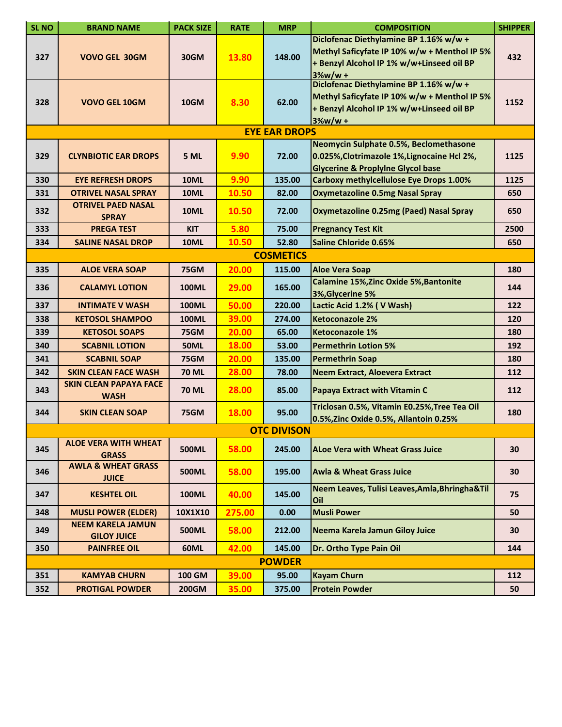| SL NO | BRAND NAME | PACK SIZE | RATE | MRP | COMPOSITION | SHIPPER |
|---|---|---|---|---|---|---|
| 327 | VOVO GEL 30GM | 30GM | 13.80 | 148.00 | Diclofenac Diethylamine BP 1.16% w/w + Methyl Saficyfate IP 10% w/w + Menthol IP 5% + Benzyl Alcohol IP 1% w/w+Linseed oil BP 3%w/w + | 432 |
| 328 | VOVO GEL 10GM | 10GM | 8.30 | 62.00 | Diclofenac Diethylamine BP 1.16% w/w + Methyl Saficyfate IP 10% w/w + Menthol IP 5% + Benzyl Alcohol IP 1% w/w+Linseed oil BP 3%w/w + | 1152 |
| **EYE EAR DROPS** | | | | | | |
| 329 | CLYNBIOTIC EAR DROPS | 5 ML | 9.90 | 72.00 | Neomycin Sulphate 0.5%, Beclomethasone 0.025%,Clotrimazole 1%,Lignocaine Hcl 2%, Glycerine & Proplylne Glycol base | 1125 |
| 330 | EYE REFRESH DROPS | 10ML | 9.90 | 135.00 | Carboxy methylcellulose Eye Drops 1.00% | 1125 |
| 331 | OTRIVEL NASAL SPRAY | 10ML | 10.50 | 82.00 | Oxymetazoline 0.5mg Nasal Spray | 650 |
| 332 | OTRIVEL PAED NASAL SPRAY | 10ML | 10.50 | 72.00 | Oxymetazoline 0.25mg (Paed) Nasal Spray | 650 |
| 333 | PREGA TEST | KIT | 5.80 | 75.00 | Pregnancy Test Kit | 2500 |
| 334 | SALINE NASAL DROP | 10ML | 10.50 | 52.80 | Saline Chloride 0.65% | 650 |
| **COSMETICS** | | | | | | |
| 335 | ALOE VERA SOAP | 75GM | 20.00 | 115.00 | Aloe Vera Soap | 180 |
| 336 | CALAMYL LOTION | 100ML | 29.00 | 165.00 | Calamine 15%,Zinc Oxide 5%,Bantonite 3%,Glycerine 5% | 144 |
| 337 | INTIMATE V WASH | 100ML | 50.00 | 220.00 | Lactic Acid 1.2% ( V Wash) | 122 |
| 338 | KETOSOL SHAMPOO | 100ML | 39.00 | 274.00 | Ketoconazole 2% | 120 |
| 339 | KETOSOL SOAPS | 75GM | 20.00 | 65.00 | Ketoconazole 1% | 180 |
| 340 | SCABNIL LOTION | 50ML | 18.00 | 53.00 | Permethrin Lotion 5% | 192 |
| 341 | SCABNIL SOAP | 75GM | 20.00 | 135.00 | Permethrin Soap | 180 |
| 342 | SKIN CLEAN FACE WASH | 70 ML | 28.00 | 78.00 | Neem Extract, Aloevera Extract | 112 |
| 343 | SKIN CLEAN PAPAYA FACE WASH | 70 ML | 28.00 | 85.00 | Papaya Extract with Vitamin C | 112 |
| 344 | SKIN CLEAN SOAP | 75GM | 18.00 | 95.00 | Triclosan 0.5%, Vitamin E0.25%,Tree Tea Oil 0.5%,Zinc Oxide 0.5%, Allantoin 0.25% | 180 |
| **OTC DIVISON** | | | | | | |
| 345 | ALOE VERA WITH WHEAT GRASS | 500ML | 58.00 | 245.00 | ALoe Vera with Wheat Grass Juice | 30 |
| 346 | AWLA & WHEAT GRASS JUICE | 500ML | 58.00 | 195.00 | Awla & Wheat Grass Juice | 30 |
| 347 | KESHTEL OIL | 100ML | 40.00 | 145.00 | Neem Leaves, Tulisi Leaves,Amla,Bhringha&Til Oil | 75 |
| 348 | MUSLI POWER (ELDER) | 10X1X10 | 275.00 | 0.00 | Musli Power | 50 |
| 349 | NEEM KARELA JAMUN GILOY JUICE | 500ML | 58.00 | 212.00 | Neema Karela Jamun Giloy Juice | 30 |
| 350 | PAINFREE OIL | 60ML | 42.00 | 145.00 | Dr. Ortho Type Pain Oil | 144 |
| **POWDER** | | | | | | |
| 351 | KAMYAB CHURN | 100 GM | 39.00 | 95.00 | Kayam Churn | 112 |
| 352 | PROTIGAL POWDER | 200GM | 35.00 | 375.00 | Protein Powder | 50 |